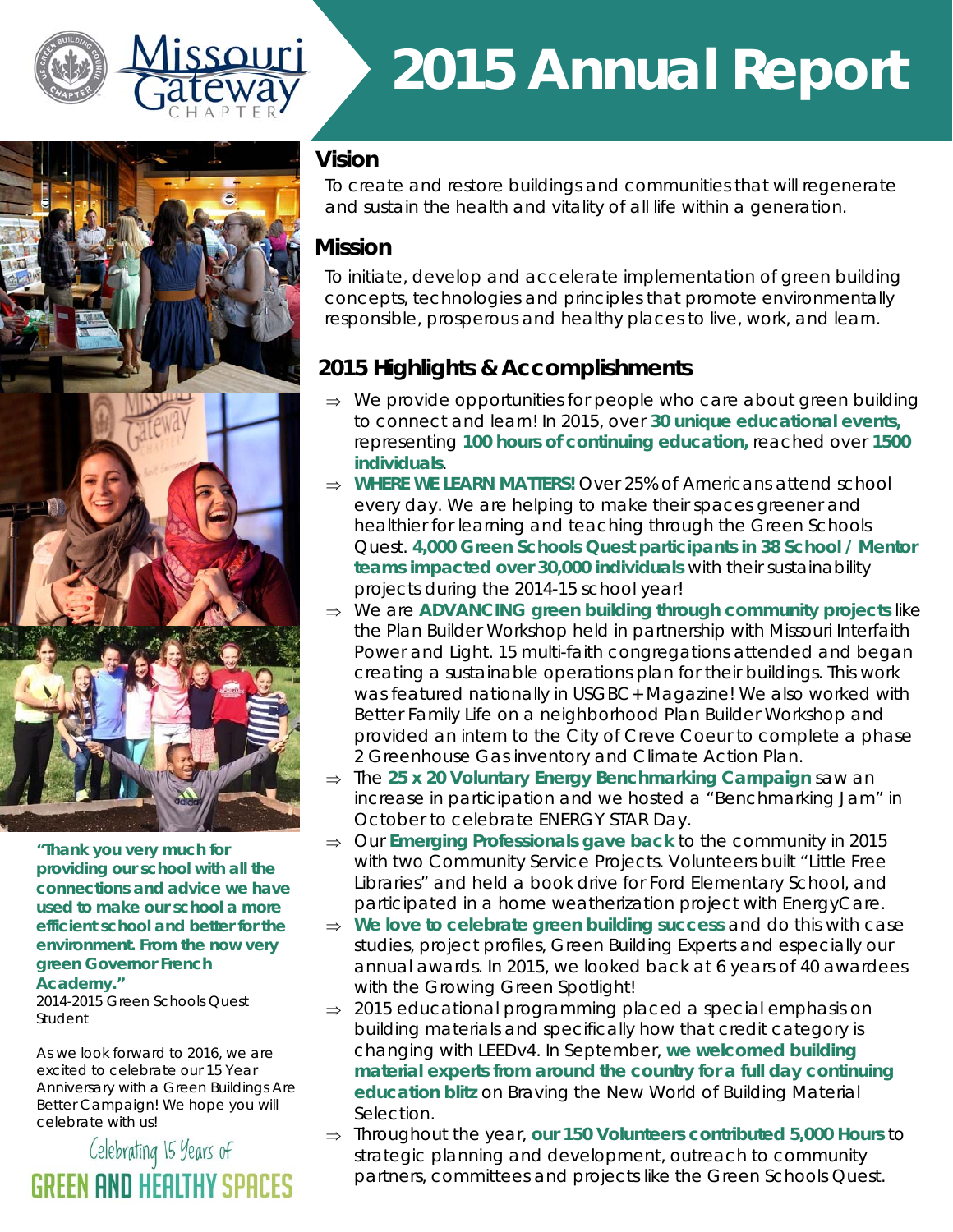Missouri Gateway CHAPTER

# 2015 Annual Report

## Vision

To create and restore buildings and communities that will regenerate and sustain the health and vitality of all life within a generation.

## Mission

To initiate, develop and accelerate implementation of green building concepts, technologies and principles that promote environmentally responsible, prosperous and healthy places to live, work, and learn.

## 2015 Highlights & Accomplishments

- We provide opportunities for people who care about green building to connect and learn! In 2015, over **30 unique educational events,** representing **100 hours of continuing education,** reached over **1500 individuals**.
- **WHERE WE LEARN MATTERS!** Over 25% of Americans attend school every day. We are helping to make their spaces greener and healthier for learning and teaching through the Green Schools Quest. **4,000 Green Schools Quest participants in 38 School / Mentor teams impacted over 30,000 individuals** with their sustainability projects during the 2014-15 school year!
- We are **ADVANCING green building through community projects** like the Plan Builder Workshop held in partnership with Missouri Interfaith Power and Light. 15 multi-faith congregations attended and began creating a sustainable operations plan for their buildings. This work was featured nationally in USGBC+ Magazine! We also worked with Better Family Life on a neighborhood Plan Builder Workshop and provided an intern to the City of Creve Coeur to complete a phase 2 Greenhouse Gas inventory and Climate Action Plan.
- The **25 x 20 Voluntary Energy Benchmarking Campaign** saw an increase in participation and we hosted a "Benchmarking Jam" in October to celebrate ENERGY STAR Day.
- Our **Emerging Professionals gave back** to the community in 2015 with two Community Service Projects. Volunteers built "Little Free Libraries" and held a book drive for Ford Elementary School, and participated in a home weatherization project with EnergyCare.
- **We love to celebrate green building success** and do this with case studies, project profiles, Green Building Experts and especially our annual awards. In 2015, we looked back at 6 years of 40 awardees with the Growing Green Spotlight!
- 2015 educational programming placed a special emphasis on building materials and specifically how that credit category is changing with LEEDv4. In September, **we welcomed building material experts from around the country for a full day continuing education blitz** on Braving the New World of Building Material Selection.
- Throughout the year, **our 150 Volunteers contributed 5,000 Hours** to strategic planning and development, outreach to community partners, committees and projects like the Green Schools Quest.

**"Thank you very much for providing our school with all the connections and advice we have used to make our school a more efficient school and better for the environment. From the now very green Governor French Academy."**
2014-2015 Green Schools Quest Student

As we look forward to 2016, we are excited to celebrate our 15 Year Anniversary with a Green Buildings Are Better Campaign! We hope you will celebrate with us!

Celebrating 15 Years of
GREEN AND HEALTHY SPACES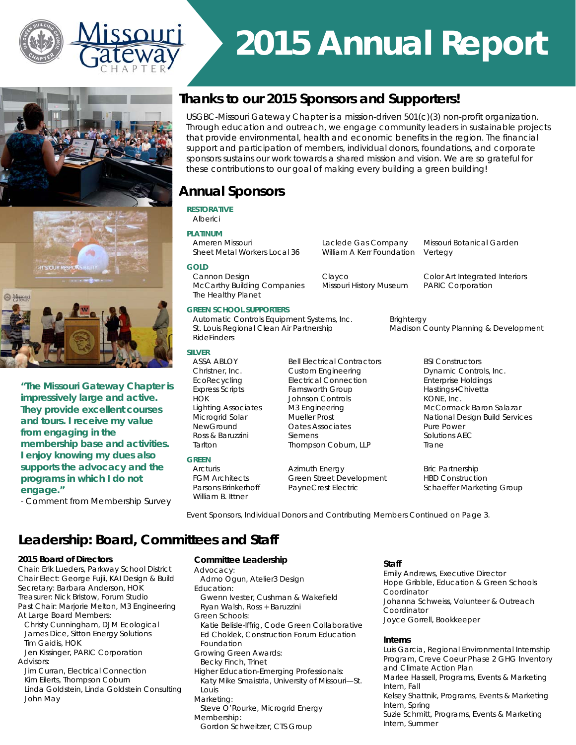# 2015 Annual Report

## Thanks to our 2015 Sponsors and Supporters!

USGBC-Missouri Gateway Chapter is a mission-driven 501(c)(3) non-profit organization. Through education and outreach, we engage community leaders in sustainable projects that provide environmental, health and economic benefits in the region. The financial support and participation of members, individual donors, foundations, and corporate sponsors sustains our work towards a shared mission and vision. We are so grateful for these contributions to our goal of making every building a green building!

## Annual Sponsors

**RESTORATIVE**

Alberici

**PLATINUM**

Ameren Missouri
Sheet Metal Workers Local 36
Laclede Gas Company
William A Kerr Foundation
Missouri Botanical Garden
Vertegy

**GOLD**

Cannon Design
McCarthy Building Companies
The Healthy Planet
Clayco
Missouri History Museum
Color Art Integrated Interiors
PARIC Corporation

**GREEN SCHOOL SUPPORTERS**

Automatic Controls Equipment Systems, Inc.
St. Louis Regional Clean Air Partnership
RideFinders
Brightergy
Madison County Planning & Development

**SILVER**

ASSA ABLOY
Christner, Inc.
EcoRecycling
Express Scripts
HOK
Lighting Associates
Microgrid Solar
NewGround
Ross & Baruzzini
Tarlton
Bell Electrical Contractors
Custom Engineering
Electrical Connection
Farnsworth Group
Johnson Controls
M3 Engineering
Mueller Prost
Oates Associates
Siemens
Thompson Coburn, LLP
BSI Constructors
Dynamic Controls, Inc.
Enterprise Holdings
Hastings+Chivetta
KONE, Inc.
McCormack Baron Salazar
National Design Build Services
Pure Power
Solutions AEC
Trane

**GREEN**

Arcturis
FGM Architects
Parsons Brinkerhoff
William B. Ittner
Azimuth Energy
Green Street Development
PayneCrest Electric
Bric Partnership
HBD Construction
Schaeffer Marketing Group

Event Sponsors, Individual Donors and Contributing Members Continued on Page 3.

**"The Missouri Gateway Chapter is impressively large and active. They provide excellent courses and tours. I receive my value from engaging in the membership base and activities. I enjoy knowing my dues also supports the advocacy and the programs in which I do not engage."**

- Comment from Membership Survey

## Leadership: Board, Committees and Staff

### 2015 Board of Directors

Chair: Erik Lueders, Parkway School District
Chair Elect: George Fujii, KAI Design & Build
Secretary: Barbara Anderson, HOK
Treasurer: Nick Bristow, Forum Studio
Past Chair: Marjorie Melton, M3 Engineering
At Large Board Members:
- Christy Cunningham, DJM Ecological
- James Dice, Sitton Energy Solutions
- Tim Gaidis, HOK
- Jen Kissinger, PARIC Corporation

Advisors:
- Jim Curran, Electrical Connection
- Kim Eilerts, Thompson Coburn
- Linda Goldstein, Linda Goldstein Consulting
- John May

### Committee Leadership

Advocacy:
- Admo Ogun, Atelier3 Design

Education:
- Gwenn Ivester, Cushman & Wakefield
- Ryan Walsh, Ross + Baruzzini

Green Schools:
- Katie Belisle-Iffrig, Code Green Collaborative
- Ed Choklek, Construction Forum Education Foundation

Growing Green Awards:
- Becky Finch, Trinet

Higher Education-Emerging Professionals:
- Katy Mike Smaistrla, University of Missouri—St. Louis

Marketing:
- Steve O'Rourke, Microgrid Energy

Membership:
- Gordon Schweitzer, CTS Group

### Staff

Emily Andrews, Executive Director
Hope Gribble, Education & Green Schools Coordinator
Johanna Schweiss, Volunteer & Outreach Coordinator
Joyce Gorrell, Bookkeeper

### Interns

Luis Garcia, Regional Environmental Internship Program, Creve Coeur Phase 2 GHG Inventory and Climate Action Plan
Marlee Hassell, Programs, Events & Marketing Intern, Fall
Kelsey Shattnik, Programs, Events & Marketing Intern, Spring
Suzie Schmitt, Programs, Events & Marketing Intern, Summer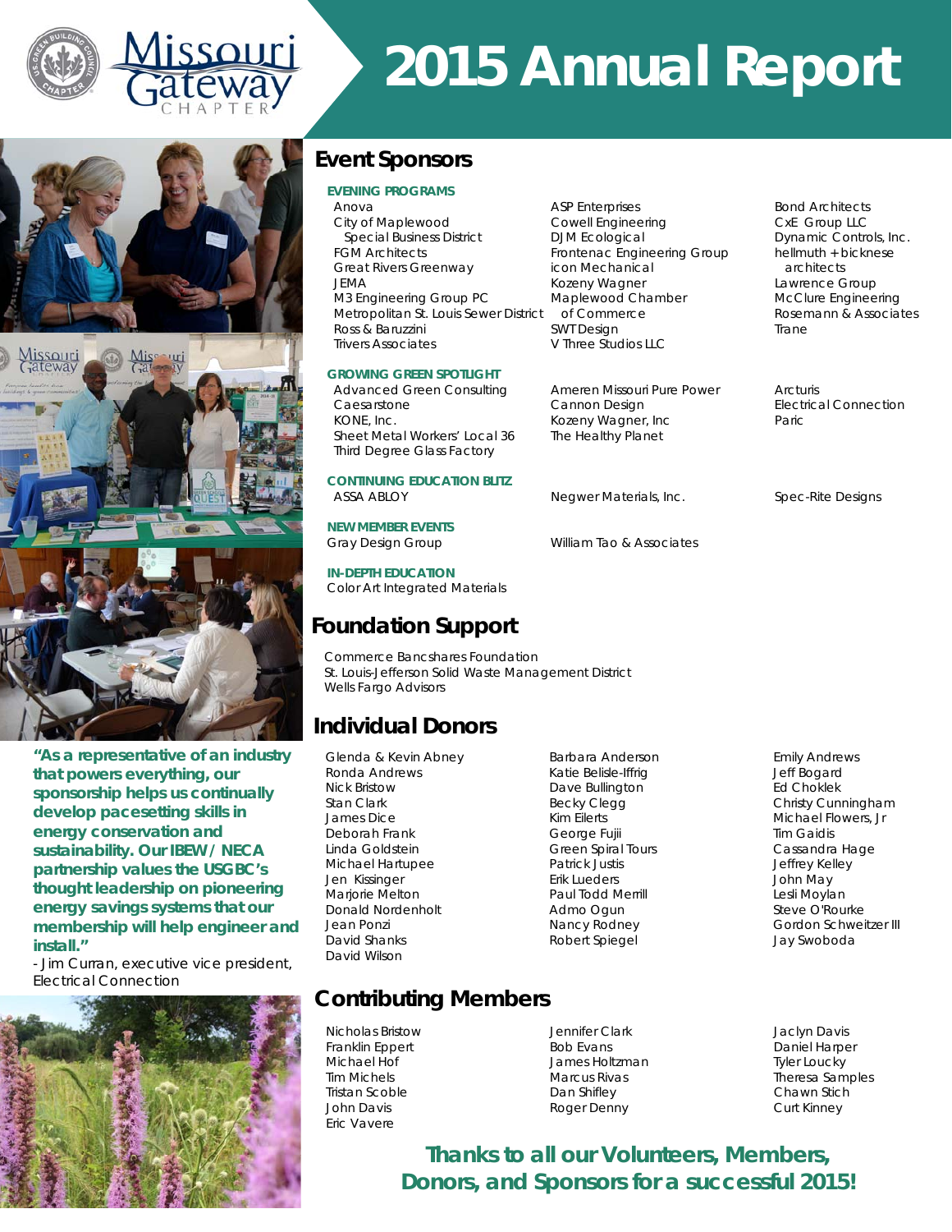# 2015 Annual Report

## Event Sponsors

### EVENING PROGRAMS

- Anova
- City of Maplewood Special Business District
- FGM Architects
- Great Rivers Greenway
- JEMA
- M3 Engineering Group PC
- Metropolitan St. Louis Sewer District
- Ross & Baruzzini
- Trivers Associates
- ASP Enterprises
- Cowell Engineering
- DJM Ecological
- Frontenac Engineering Group
- icon Mechanical
- Kozeny Wagner
- Maplewood Chamber of Commerce
- SWT Design
- V Three Studios LLC
- Bond Architects
- CxE Group LLC
- Dynamic Controls, Inc.
- hellmuth + bicknese architects
- Lawrence Group
- McClure Engineering
- Rosemann & Associates
- Trane

### GROWING GREEN SPOTLIGHT

- Advanced Green Consulting
- Caesarstone
- KONE, Inc.
- Sheet Metal Workers' Local 36
- Third Degree Glass Factory
- Ameren Missouri Pure Power
- Cannon Design
- Kozeny Wagner, Inc
- The Healthy Planet
- Arcturis
- Electrical Connection
- Paric

### CONTINUING EDUCATION BLITZ

- ASSA ABLOY
- Negwer Materials, Inc.
- Spec-Rite Designs

### NEW MEMBER EVENTS

- Gray Design Group
- William Tao & Associates

### IN-DEPTH EDUCATION

- Color Art Integrated Materials

## Foundation Support

- Commerce Bancshares Foundation
- St. Louis-Jefferson Solid Waste Management District
- Wells Fargo Advisors

## Individual Donors

- Glenda & Kevin Abney
- Ronda Andrews
- Nick Bristow
- Stan Clark
- James Dice
- Deborah Frank
- Linda Goldstein
- Michael Hartupee
- Jen Kissinger
- Marjorie Melton
- Donald Nordenholt
- Jean Ponzi
- David Shanks
- David Wilson
- Barbara Anderson
- Katie Belisle-Iffrig
- Dave Bullington
- Becky Clegg
- Kim Eilerts
- George Fujii
- Green Spiral Tours
- Patrick Justis
- Erik Lueders
- Paul Todd Merrill
- Admo Ogun
- Nancy Rodney
- Robert Spiegel
- Emily Andrews
- Jeff Bogard
- Ed Choklek
- Christy Cunningham
- Michael Flowers, Jr
- Tim Gaidis
- Cassandra Hage
- Jeffrey Kelley
- John May
- Lesli Moylan
- Steve O'Rourke
- Gordon Schweitzer III
- Jay Swoboda

## Contributing Members

- Nicholas Bristow
- Franklin Eppert
- Michael Hof
- Tim Michels
- Tristan Scoble
- John Davis
- Eric Vavere
- Jennifer Clark
- Bob Evans
- James Holtzman
- Marcus Rivas
- Dan Shifley
- Roger Denny
- Jaclyn Davis
- Daniel Harper
- Tyler Loucky
- Theresa Samples
- Chawn Stich
- Curt Kinney

**"As a representative of an industry that powers everything, our sponsorship helps us continually develop pacesetting skills in energy conservation and sustainability. Our IBEW / NECA partnership values the USGBC's thought leadership on pioneering energy savings systems that our membership will help engineer and install."**

- Jim Curran, executive vice president, Electrical Connection

**Thanks to all our Volunteers, Members, Donors, and Sponsors for a successful 2015!**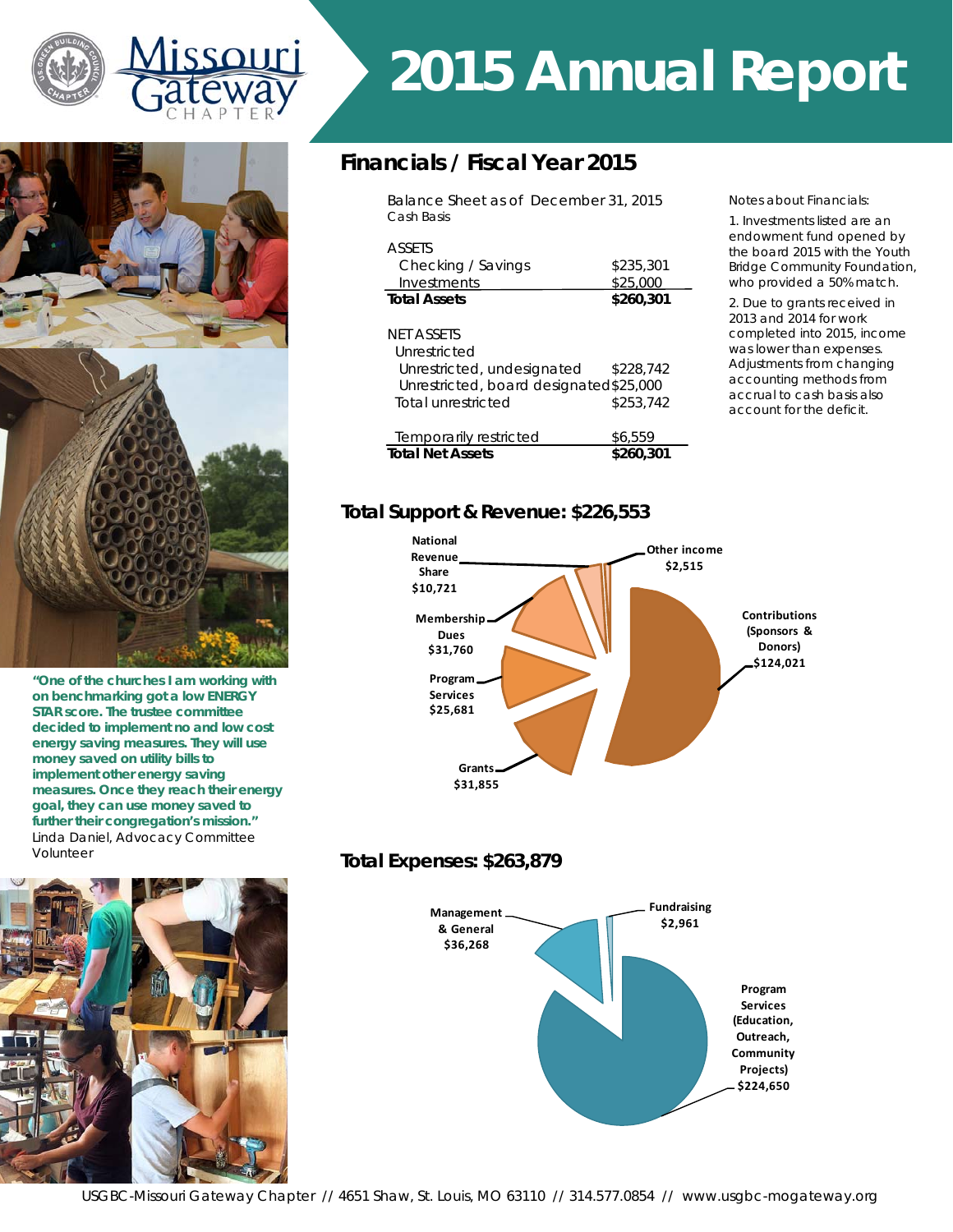# 2015 Annual Report

Missouri Gateway CHAPTER

## Financials / Fiscal Year 2015

Balance Sheet as of December 31, 2015
Cash Basis

| | |
|---|---|
| **ASSETS** | |
| Checking / Savings | $235,301 |
| Investments | $25,000 |
| **Total Assets** | **$260,301** |
| | |
| **NET ASSETS** | |
| Unrestricted | |
| Unrestricted, undesignated | $228,742 |
| Unrestricted, board designated | $25,000 |
| Total unrestricted | $253,742 |
| | |
| Temporarily restricted | $6,559 |
| **Total Net Assets** | **$260,301** |

Notes about Financials:

1. Investments listed are an endowment fund opened by the board 2015 with the Youth Bridge Community Foundation, who provided a 50% match.

2. Due to grants received in 2013 and 2014 for work completed into 2015, income was lower than expenses. Adjustments from changing accounting methods from accrual to cash basis also account for the deficit.

### Total Support & Revenue: $226,553

National Revenue Share $10,721
Other income $2,515
Membership Dues $31,760
Contributions (Sponsors & Donors) $124,021
Program Services $25,681
Grants $31,855

### Total Expenses: $263,879

Management & General $36,268
Fundraising $2,961
Program Services (Education, Outreach, Community Projects) $224,650

**"One of the churches I am working with on benchmarking got a low ENERGY STAR score. The trustee committee decided to implement no and low cost energy saving measures. They will use money saved on utility bills to implement other energy saving measures. Once they reach their energy goal, they can use money saved to further their congregation's mission."**
Linda Daniel, Advocacy Committee Volunteer

USGBC-Missouri Gateway Chapter // 4651 Shaw, St. Louis, MO 63110 // 314.577.0854 // www.usgbc-mogateway.org